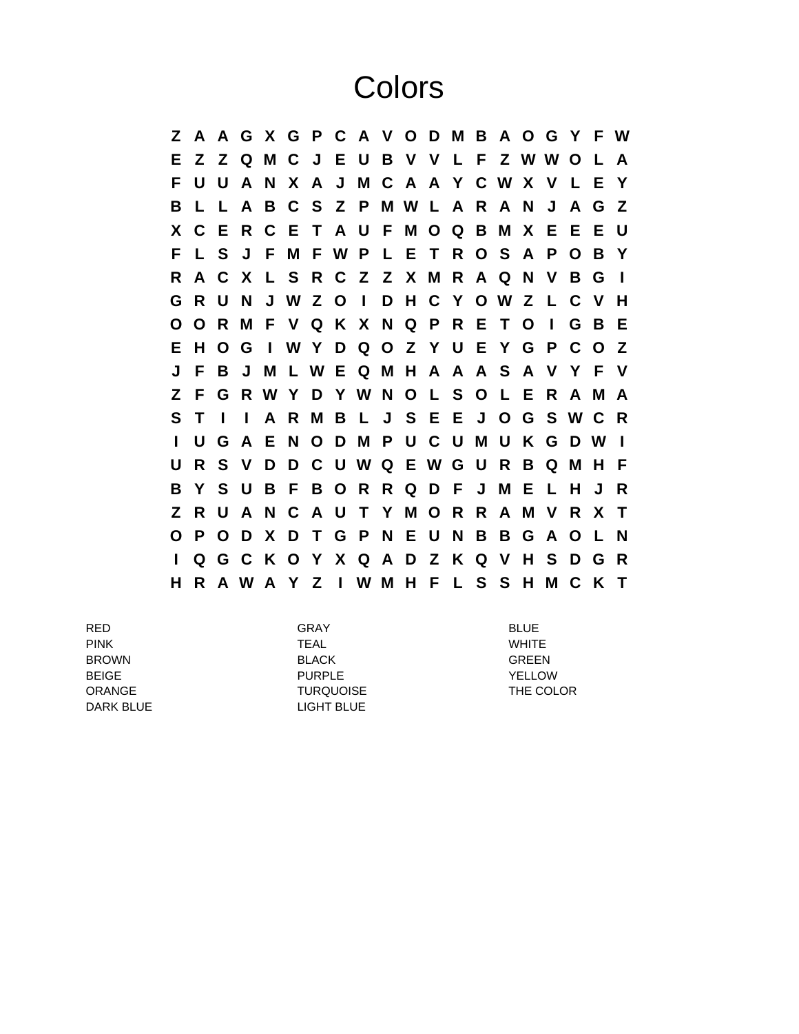# Colors

```
Z A A G X G P C A V O D M B A O G Y F W
E Z Z Q M C J E U B V V L F Z W W O L A
F U U A N X A J M C A A Y C W X V L E Y
B L L A B C S Z P M W L A R A N J A G Z
X C E R C E T A U F M O Q B M X E E E U
F L S J F M F W P L E T R O S A P O B Y
R A C X L S R C Z Z X M R A Q N V B G I
G R U N J W Z O I D H C Y O W Z L C V H
O O R M F V Q K X N Q P R E T O I G B E
E H O G I W Y D Q O Z Y U E Y G P C O Z
J F B J M L W E Q M H A A A S A V Y F V
Z F G R W Y D Y W N O L S O L E R A M A
S T I I A R M B L J S E E J O G S W C R
I U G A E N O D M P U C U M U K G D W I
U R S V D D C U W Q E W G U R B Q M H F
B Y S U B F B O R R Q D F J M E L H J R
Z R U A N C A U T Y M O R R A M V R X T
O P O D X D T G P N E U N B B G A O L N
I Q G C K O Y X Q A D Z K Q V H S D G R
H R A W A Y Z I W M H F L S S H M C K T
```

| | | |
|---|---|---|
| RED | GRAY | BLUE |
| PINK | TEAL | WHITE |
| BROWN | BLACK | GREEN |
| BEIGE | PURPLE | YELLOW |
| ORANGE | TURQUOISE | THE COLOR |
| DARK BLUE | LIGHT BLUE | |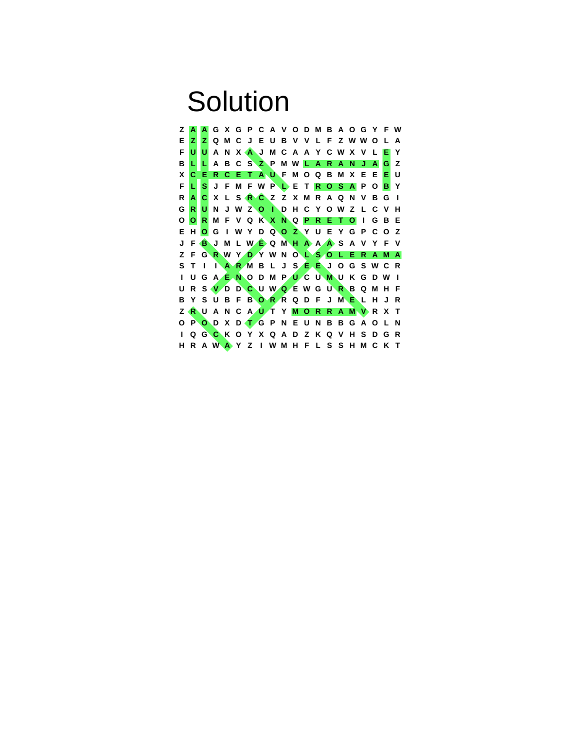# Solution

| | | | | | | | | | | | | | | | | | | | |
|---|---|---|---|---|---|---|---|---|---|---|---|---|---|---|---|---|---|---|---|
| Z | A | A | G | X | G | P | C | A | V | O | D | M | B | A | O | G | Y | F | W |
| E | Z | Z | Q | M | C | J | E | U | B | V | V | L | F | Z | W | W | O | L | A |
| F | U | U | A | N | X | A | J | M | C | A | A | Y | C | W | X | V | L | E | Y |
| B | L | L | A | B | C | S | Z | P | M | W | L | A | R | A | N | J | A | G | Z |
| X | C | E | R | C | E | T | A | U | F | M | O | Q | B | M | X | E | E | E | U |
| F | L | S | J | F | M | F | W | P | L | E | T | R | O | S | A | P | O | B | Y |
| R | A | C | X | L | S | R | C | Z | Z | X | M | R | A | Q | N | V | B | G | I |
| G | R | U | N | J | W | Z | O | I | D | H | C | Y | O | W | Z | L | C | V | H |
| O | O | R | M | F | V | Q | K | X | N | Q | P | R | E | T | O | I | G | B | E |
| E | H | O | G | I | W | Y | D | Q | O | Z | Y | U | E | Y | G | P | C | O | Z |
| J | F | B | J | M | L | W | E | Q | M | H | A | A | A | S | A | V | Y | F | V |
| Z | F | G | R | W | Y | D | Y | W | N | O | L | S | O | L | E | R | A | M | A |
| S | T | I | I | A | R | M | B | L | J | S | E | E | J | O | G | S | W | C | R |
| I | U | G | A | E | N | O | D | M | P | U | C | U | M | U | K | G | D | W | I |
| U | R | S | V | D | D | C | U | W | Q | E | W | G | U | R | B | Q | M | H | F |
| B | Y | S | U | B | F | B | O | R | R | Q | D | F | J | M | E | L | H | J | R |
| Z | R | U | A | N | C | A | U | T | Y | M | O | R | R | A | M | V | R | X | T |
| O | P | O | D | X | D | T | G | P | N | E | U | N | B | B | G | A | O | L | N |
| I | Q | G | C | K | O | Y | X | Q | A | D | Z | K | Q | V | H | S | D | G | R |
| H | R | A | W | A | Y | Z | I | W | M | H | F | L | S | S | H | M | C | K | T |